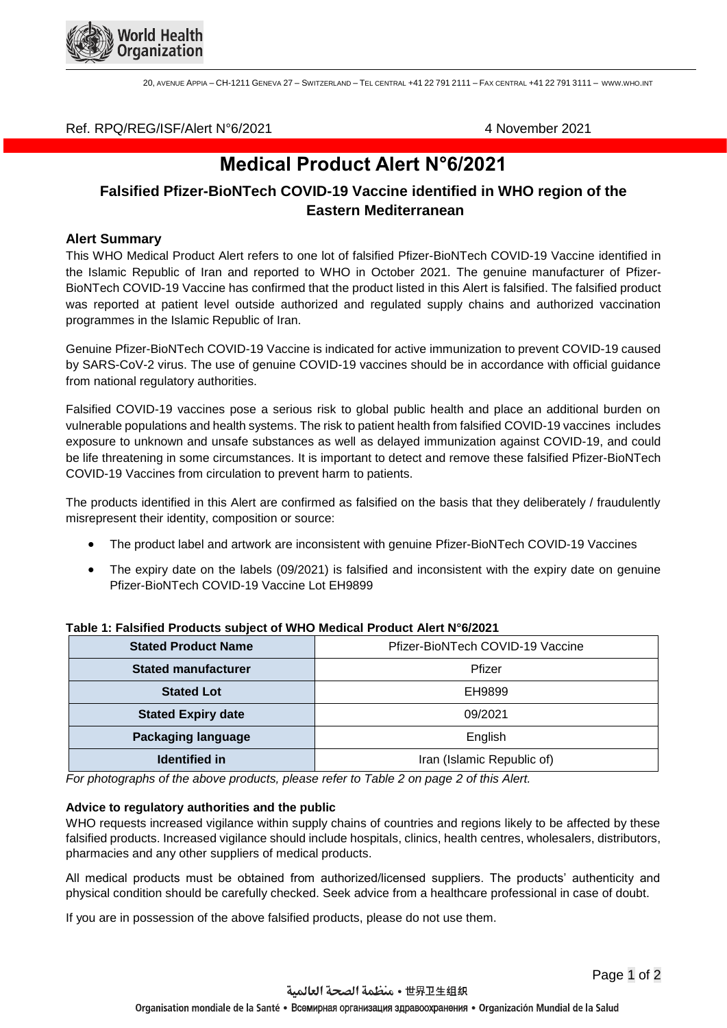Ref. RPQ/REG/ISF/Alert N°6/2021 4 November 2021

# Medical Product Alert N°6/2021

## Falsified Pfizer-BioNTech COVID-19 Vaccine identified in WHO region of the Eastern Mediterranean

### Alert Summary

This WHO Medical Product Alert refers to one lot of falsified Pfizer-BioNTech COVID-19 Vaccine identified in the Islamic Republic of Iran and reported to WHO in October 2021. The genuine manufacturer of Pfizer-BioNTech COVID-19 Vaccine has confirmed that the product listed in this Alert is falsified. The falsified product was reported at patient level outside authorized and regulated supply chains and authorized vaccination programmes in the Islamic Republic of Iran.

Genuine Pfizer-BioNTech COVID-19 Vaccine is indicated for active immunization to prevent COVID-19 caused by SARS-CoV-2 virus. The use of genuine COVID-19 vaccines should be in accordance with official guidance from national regulatory authorities.

Falsified COVID-19 vaccines pose a serious risk to global public health and place an additional burden on vulnerable populations and health systems. The risk to patient health from falsified COVID-19 vaccines includes exposure to unknown and unsafe substances as well as delayed immunization against COVID-19, and could be life threatening in some circumstances. It is important to detect and remove these falsified Pfizer-BioNTech COVID-19 Vaccines from circulation to prevent harm to patients.

The products identified in this Alert are confirmed as falsified on the basis that they deliberately / fraudulently misrepresent their identity, composition or source:

- The product label and artwork are inconsistent with genuine Pfizer-BioNTech COVID-19 Vaccines
- The expiry date on the labels (09/2021) is falsified and inconsistent with the expiry date on genuine Pfizer-BioNTech COVID-19 Vaccine Lot EH9899

**Table 1: Falsified Products subject of WHO Medical Product Alert N°6/2021**

| **Stated Product Name** | Pfizer-BioNTech COVID-19 Vaccine |
|---|---|
| **Stated manufacturer** | Pfizer |
| **Stated Lot** | EH9899 |
| **Stated Expiry date** | 09/2021 |
| **Packaging language** | English |
| **Identified in** | Iran (Islamic Republic of) |

*For photographs of the above products, please refer to Table 2 on page 2 of this Alert.*

### Advice to regulatory authorities and the public

WHO requests increased vigilance within supply chains of countries and regions likely to be affected by these falsified products. Increased vigilance should include hospitals, clinics, health centres, wholesalers, distributors, pharmacies and any other suppliers of medical products.

All medical products must be obtained from authorized/licensed suppliers. The products' authenticity and physical condition should be carefully checked. Seek advice from a healthcare professional in case of doubt.

If you are in possession of the above falsified products, please do not use them.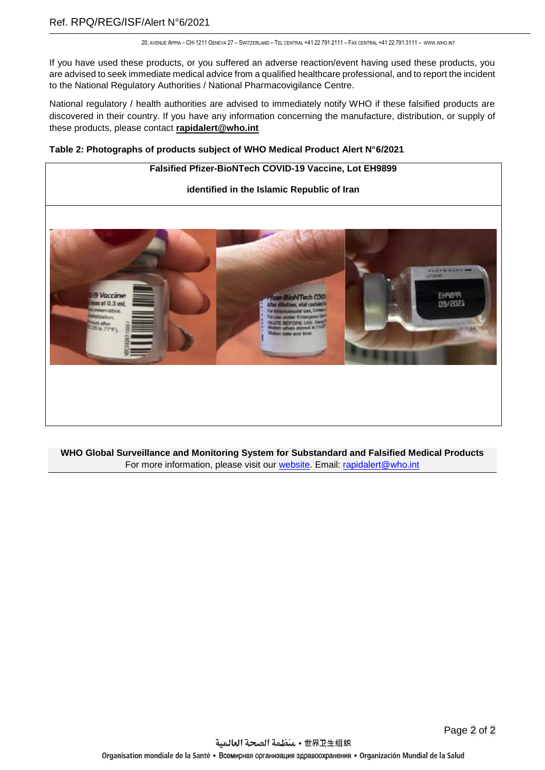If you have used these products, or you suffered an adverse reaction/event having used these products, you are advised to seek immediate medical advice from a qualified healthcare professional, and to report the incident to the National Regulatory Authorities / National Pharmacovigilance Centre.

National regulatory / health authorities are advised to immediately notify WHO if these falsified products are discovered in their country. If you have any information concerning the manufacture, distribution, or supply of these products, please contact **rapidalert@who.int**

**Table 2: Photographs of products subject of WHO Medical Product Alert N°6/2021**

**Falsified Pfizer-BioNTech COVID-19 Vaccine, Lot EH9899**

**identified in the Islamic Republic of Iran**

**WHO Global Surveillance and Monitoring System for Substandard and Falsified Medical Products**

For more information, please visit our website. Email: rapidalert@who.int